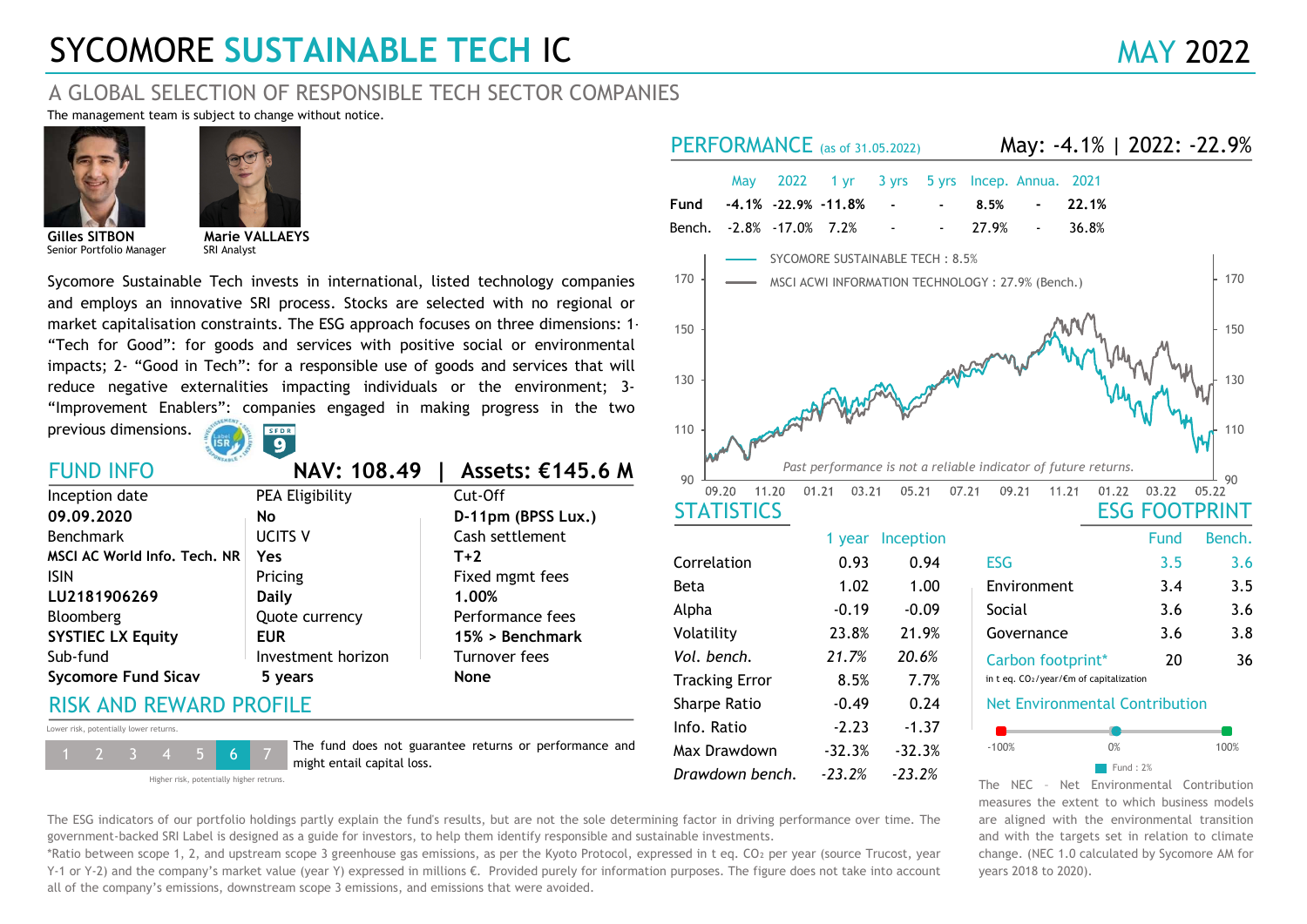# SYCOMORE SUSTAINABLE TECH IC

MAY 2022

## A GLOBAL SELECTION OF RESPONSIBLE TECH SECTOR COMPANIES

The management team is subject to change without notice.

**Gilles SITBON**
Senior Portfolio Manager

**Marie VALLAEYS**
SRI Analyst

Sycomore Sustainable Tech invests in international, listed technology companies and employs an innovative SRI process. Stocks are selected with no regional or market capitalisation constraints. The ESG approach focuses on three dimensions: 1- “Tech for Good”: for goods and services with positive social or environmental impacts; 2- “Good in Tech”: for a responsible use of goods and services that will reduce negative externalities impacting individuals or the environment; 3- “Improvement Enablers”: companies engaged in making progress in the two previous dimensions.

## FUND INFO

**NAV: 108.49 | Assets: €145.6 M**

| | | |
|---|---|---|
| Inception date | PEA Eligibility | Cut-Off |
| **09.09.2020** | **No** | **D-11pm (BPSS Lux.)** |
| Benchmark | UCITS V | Cash settlement |
| **MSCI AC World Info. Tech. NR** | **Yes** | **T+2** |
| ISIN | Pricing | Fixed mgmt fees |
| **LU2181906269** | **Daily** | **1.00%** |
| Bloomberg | Quote currency | Performance fees |
| **SYSTIEC LX Equity** | **EUR** | **15% > Benchmark** |
| Sub-fund | Investment horizon | Turnover fees |
| **Sycomore Fund Sicav** | **5 years** | **None** |

## RISK AND REWARD PROFILE

Lower risk, potentially lower returns.

1 2 3 4 5 **6** 7

Higher risk, potentially higher retruns.

The fund does not guarantee returns or performance and might entail capital loss.

## PERFORMANCE (as of 31.05.2022)

**May: -4.1% | 2022: -22.9%**

| | May | 2022 | 1 yr | 3 yrs | 5 yrs | Incep. | Annua. | 2021 |
|---|---|---|---|---|---|---|---|---|
| **Fund** | **-4.1%** | **-22.9%** | **-11.8%** | **-** | **-** | **8.5%** | **-** | **22.1%** |
| Bench. | -2.8% | -17.0% | 7.2% | - | - | 27.9% | - | 36.8% |

SYCOMORE SUSTAINABLE TECH : 8.5%
MSCI ACWI INFORMATION TECHNOLOGY : 27.9% (Bench.)

*Past performance is not a reliable indicator of future returns.*

## STATISTICS

| | 1 year | Inception |
|---|---|---|
| Correlation | 0.93 | 0.94 |
| Beta | 1.02 | 1.00 |
| Alpha | -0.19 | -0.09 |
| Volatility | 23.8% | 21.9% |
| *Vol. bench.* | *21.7%* | *20.6%* |
| Tracking Error | 8.5% | 7.7% |
| Sharpe Ratio | -0.49 | 0.24 |
| Info. Ratio | -2.23 | -1.37 |
| Max Drawdown | -32.3% | -32.3% |
| *Drawdown bench.* | *-23.2%* | *-23.2%* |

## ESG FOOTPRINT

| | Fund | Bench. |
|---|---|---|
| ESG | 3.5 | 3.6 |
| Environment | 3.4 | 3.5 |
| Social | 3.6 | 3.6 |
| Governance | 3.6 | 3.8 |
| Carbon footprint* | 20 | 36 |

in t eq. $CO_2$/year/€m of capitalization

### Net Environmental Contribution

-100% | 0% | 100%

Fund : 2%

The NEC - Net Environmental Contribution measures the extent to which business models are aligned with the environmental transition and with the targets set in relation to climate change. (NEC 1.0 calculated by Sycomore AM for years 2018 to 2020).

The ESG indicators of our portfolio holdings partly explain the fund's results, but are not the sole determining factor in driving performance over time. The government-backed SRI Label is designed as a guide for investors, to help them identify responsible and sustainable investments.

*Ratio between scope 1, 2, and upstream scope 3 greenhouse gas emissions, as per the Kyoto Protocol, expressed in t eq. $CO_2$ per year (source Trucost, year Y-1 or Y-2) and the company’s market value (year Y) expressed in millions €. Provided purely for information purposes. The figure does not take into account all of the company’s emissions, downstream scope 3 emissions, and emissions that were avoided.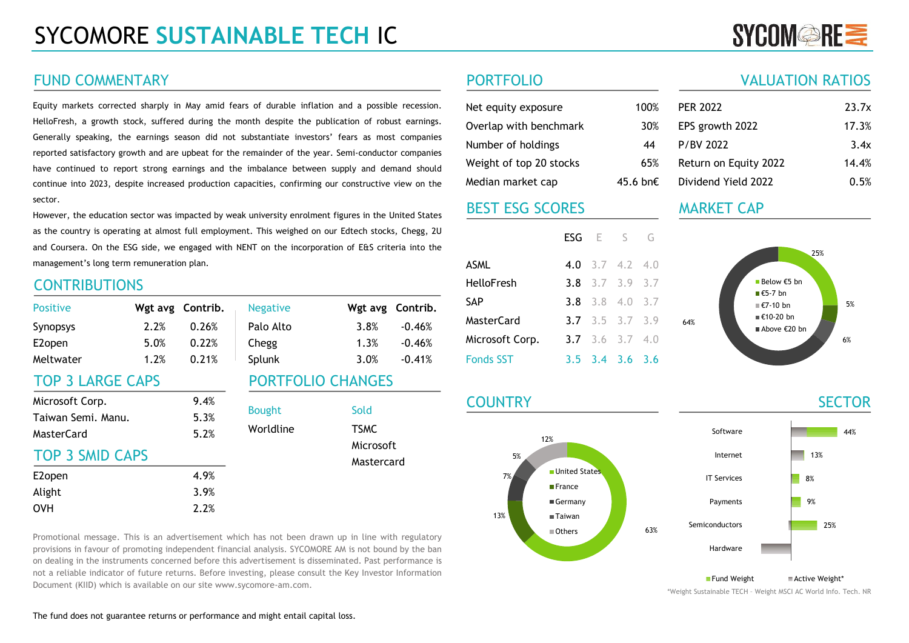# SYCOMORE SUSTAINABLE TECH IC

SYCOMORE AM

## FUND COMMENTARY

Equity markets corrected sharply in May amid fears of durable inflation and a possible recession. HelloFresh, a growth stock, suffered during the month despite the publication of robust earnings. Generally speaking, the earnings season did not substantiate investors' fears as most companies reported satisfactory growth and are upbeat for the remainder of the year. Semi-conductor companies have continued to report strong earnings and the imbalance between supply and demand should continue into 2023, despite increased production capacities, confirming our constructive view on the sector.

However, the education sector was impacted by weak university enrolment figures in the United States as the country is operating at almost full employment. This weighed on our Edtech stocks, Chegg, 2U and Coursera. On the ESG side, we engaged with NENT on the incorporation of E&S criteria into the management's long term remuneration plan.

## CONTRIBUTIONS

| Positive | Wgt avg | Contrib. |
|---|---|---|
| Synopsys | 2.2% | 0.26% |
| E2open | 5.0% | 0.22% |
| Meltwater | 1.2% | 0.21% |

| Negative | Wgt avg | Contrib. |
|---|---|---|
| Palo Alto | 3.8% | -0.46% |
| Chegg | 1.3% | -0.46% |
| Splunk | 3.0% | -0.41% |

## TOP 3 LARGE CAPS

| | |
|---|---|
| Microsoft Corp. | 9.4% |
| Taiwan Semi. Manu. | 5.3% |
| MasterCard | 5.2% |

## TOP 3 SMID CAPS

| | |
|---|---|
| E2open | 4.9% |
| Alight | 3.9% |
| OVH | 2.2% |

## PORTFOLIO CHANGES

| Bought | Sold |
|---|---|
| Worldline | TSMC |
| | Microsoft |
| | Mastercard |

Promotional message. This is an advertisement which has not been drawn up in line with regulatory provisions in favour of promoting independent financial analysis. SYCOMORE AM is not bound by the ban on dealing in the instruments concerned before this advertisement is disseminated. Past performance is not a reliable indicator of future returns. Before investing, please consult the Key Investor Information Document (KIID) which is available on our site www.sycomore-am.com.

## PORTFOLIO

| | |
|---|---|
| Net equity exposure | 100% |
| Overlap with benchmark | 30% |
| Number of holdings | 44 |
| Weight of top 20 stocks | 65% |
| Median market cap | 45.6 bn€ |

## VALUATION RATIOS

| | |
|---|---|
| PER 2022 | 23.7x |
| EPS growth 2022 | 17.3% |
| P/BV 2022 | 3.4x |
| Return on Equity 2022 | 14.4% |
| Dividend Yield 2022 | 0.5% |

## BEST ESG SCORES

| | ESG | E | S | G |
|---|---|---|---|---|
| ASML | 4.0 | 3.7 | 4.2 | 4.0 |
| HelloFresh | 3.8 | 3.7 | 3.9 | 3.7 |
| SAP | 3.8 | 3.8 | 4.0 | 3.7 |
| MasterCard | 3.7 | 3.5 | 3.7 | 3.9 |
| Microsoft Corp. | 3.7 | 3.6 | 3.7 | 4.0 |
| Fonds SST | 3.5 | 3.4 | 3.6 | 3.6 |

## MARKET CAP

25%
5%
6%
64%
Below €5 bn
€5-7 bn
€7-10 bn
€10-20 bn
Above €20 bn

## COUNTRY

12%
5%
7%
13%
63%
United States
France
Germany
Taiwan
Others

## SECTOR

Software 44%
Internet 13%
IT Services 8%
Payments 9%
Semiconductors 25%
Hardware

Fund Weight
Active Weight*

*Weight Sustainable TECH - Weight MSCI AC World Info. Tech. NR

The fund does not guarantee returns or performance and might entail capital loss.